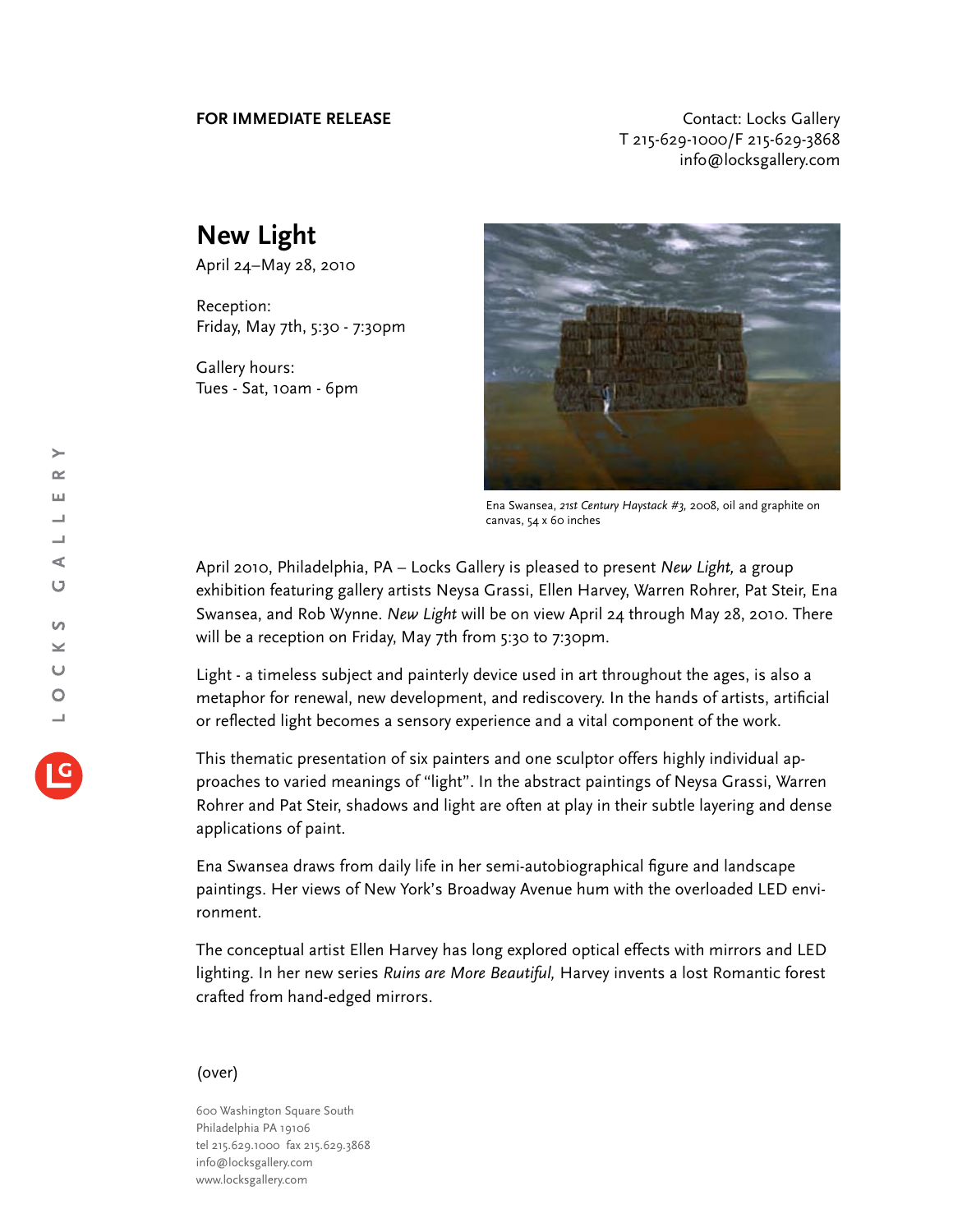**FOR IMMEDIATE RELEASE**

Contact: Locks Gallery
T 215-629-1000/F 215-629-3868
info@locksgallery.com

# New Light

April 24–May 28, 2010

Reception:
Friday, May 7th, 5:30 - 7:30pm

Gallery hours:
Tues - Sat, 10am - 6pm

Ena Swansea, *21st Century Haystack #3*, 2008, oil and graphite on canvas, 54 x 60 inches

April 2010, Philadelphia, PA – Locks Gallery is pleased to present *New Light,* a group exhibition featuring gallery artists Neysa Grassi, Ellen Harvey, Warren Rohrer, Pat Steir, Ena Swansea, and Rob Wynne. *New Light* will be on view April 24 through May 28, 2010. There will be a reception on Friday, May 7th from 5:30 to 7:30pm.

Light - a timeless subject and painterly device used in art throughout the ages, is also a metaphor for renewal, new development, and rediscovery. In the hands of artists, artificial or reflected light becomes a sensory experience and a vital component of the work.

This thematic presentation of six painters and one sculptor offers highly individual approaches to varied meanings of "light". In the abstract paintings of Neysa Grassi, Warren Rohrer and Pat Steir, shadows and light are often at play in their subtle layering and dense applications of paint.

Ena Swansea draws from daily life in her semi-autobiographical figure and landscape paintings. Her views of New York's Broadway Avenue hum with the overloaded LED environment.

The conceptual artist Ellen Harvey has long explored optical effects with mirrors and LED lighting. In her new series *Ruins are More Beautiful,* Harvey invents a lost Romantic forest crafted from hand-edged mirrors.

(over)

600 Washington Square South
Philadelphia PA 19106
tel 215.629.1000 fax 215.629.3868
info@locksgallery.com
www.locksgallery.com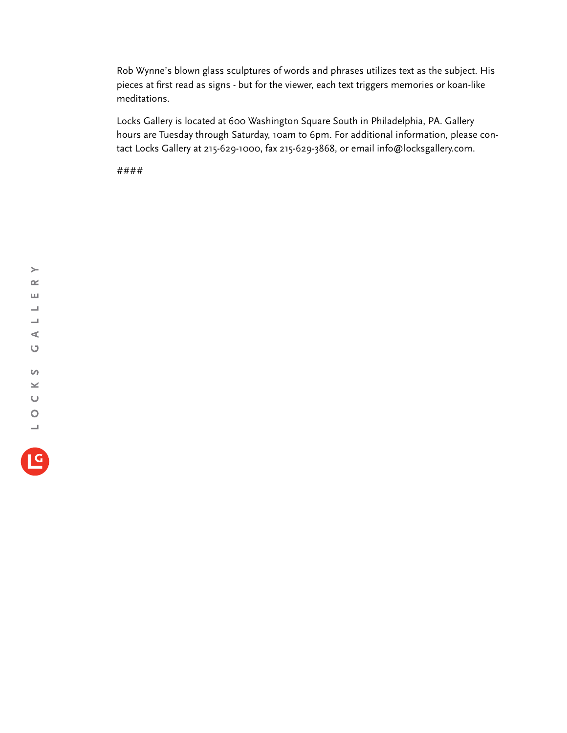Rob Wynne's blown glass sculptures of words and phrases utilizes text as the subject. His pieces at first read as signs - but for the viewer, each text triggers memories or koan-like meditations.

Locks Gallery is located at 600 Washington Square South in Philadelphia, PA. Gallery hours are Tuesday through Saturday, 10am to 6pm. For additional information, please contact Locks Gallery at 215-629-1000, fax 215-629-3868, or email info@locksgallery.com.

####